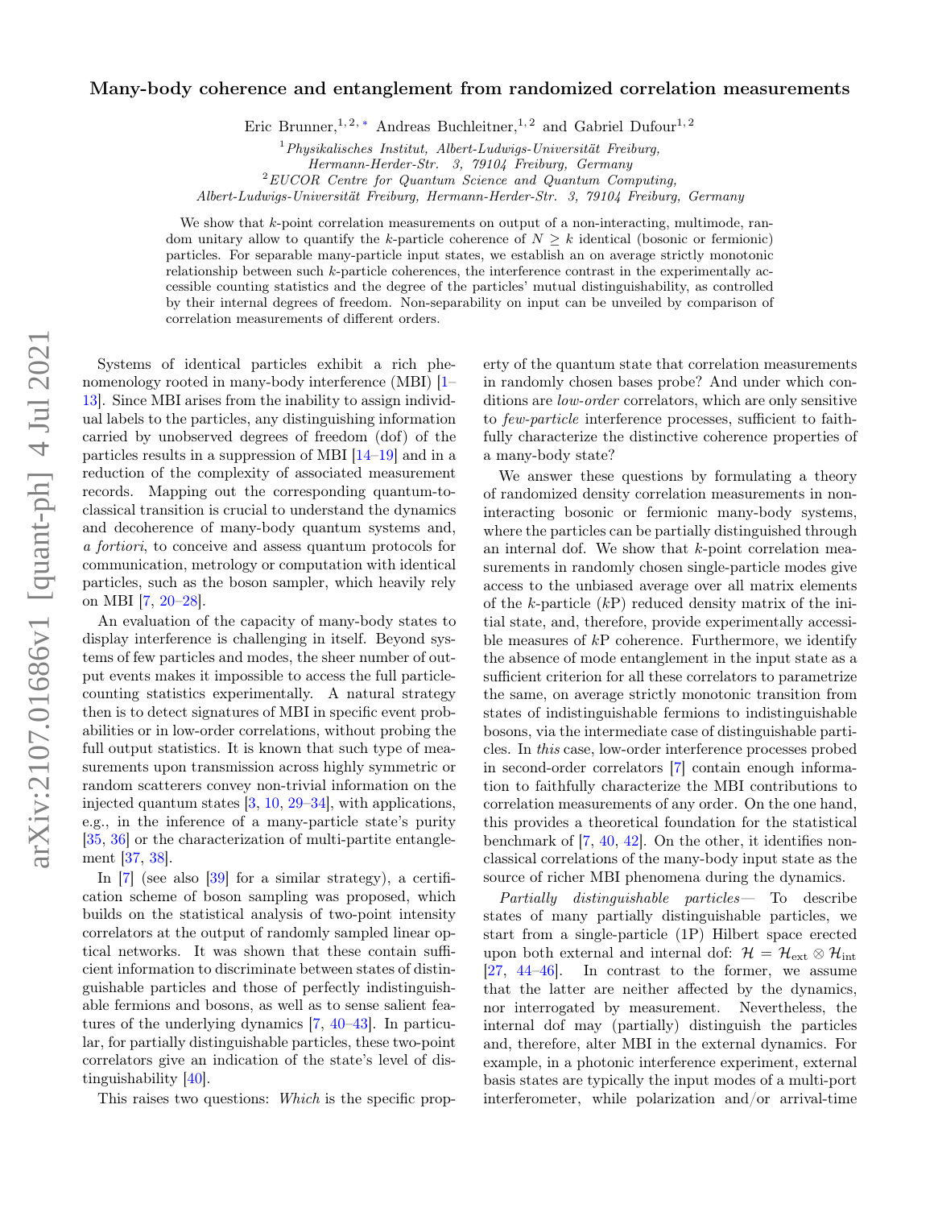# Many-body coherence and entanglement from randomized correlation measurements

Eric Brunner,[1,2,*] Andreas Buchleitner,[1,2] and Gabriel Dufour[1,2]

[1] *Physikalisches Institut, Albert-Ludwigs-Universität Freiburg, Hermann-Herder-Str. 3, 79104 Freiburg, Germany*

[2] *EUCOR Centre for Quantum Science and Quantum Computing, Albert-Ludwigs-Universität Freiburg, Hermann-Herder-Str. 3, 79104 Freiburg, Germany*

We show that $k$-point correlation measurements on output of a non-interacting, multimode, random unitary allow to quantify the $k$-particle coherence of $N \geq k$ identical (bosonic or fermionic) particles. For separable many-particle input states, we establish an on average strictly monotonic relationship between such $k$-particle coherences, the interference contrast in the experimentally accessible counting statistics and the degree of the particles' mutual distinguishability, as controlled by their internal degrees of freedom. Non-separability on input can be unveiled by comparison of correlation measurements of different orders.

Systems of identical particles exhibit a rich phenomenology rooted in many-body interference (MBI) [1–13]. Since MBI arises from the inability to assign individual labels to the particles, any distinguishing information carried by unobserved degrees of freedom (dof) of the particles results in a suppression of MBI [14–19] and in a reduction of the complexity of associated measurement records. Mapping out the corresponding quantum-to-classical transition is crucial to understand the dynamics and decoherence of many-body quantum systems and, *a fortiori*, to conceive and assess quantum protocols for communication, metrology or computation with identical particles, such as the boson sampler, which heavily rely on MBI [7, 20–28].

An evaluation of the capacity of many-body states to display interference is challenging in itself. Beyond systems of few particles and modes, the sheer number of output events makes it impossible to access the full particle-counting statistics experimentally. A natural strategy then is to detect signatures of MBI in specific event probabilities or in low-order correlations, without probing the full output statistics. It is known that such type of measurements upon transmission across highly symmetric or random scatterers convey non-trivial information on the injected quantum states [3, 10, 29–34], with applications, e.g., in the inference of a many-particle state's purity [35, 36] or the characterization of multi-partite entanglement [37, 38].

In [7] (see also [39] for a similar strategy), a certification scheme of boson sampling was proposed, which builds on the statistical analysis of two-point intensity correlators at the output of randomly sampled linear optical networks. It was shown that these contain sufficient information to discriminate between states of distinguishable particles and those of perfectly indistinguishable fermions and bosons, as well as to sense salient features of the underlying dynamics [7, 40–43]. In particular, for partially distinguishable particles, these two-point correlators give an indication of the state's level of distinguishability [40].

This raises two questions: *Which* is the specific property of the quantum state that correlation measurements in randomly chosen bases probe? And under which conditions are *low-order* correlators, which are only sensitive to *few-particle* interference processes, sufficient to faithfully characterize the distinctive coherence properties of a many-body state?

We answer these questions by formulating a theory of randomized density correlation measurements in non-interacting bosonic or fermionic many-body systems, where the particles can be partially distinguished through an internal dof. We show that $k$-point correlation measurements in randomly chosen single-particle modes give access to the unbiased average over all matrix elements of the $k$-particle ($k$P) reduced density matrix of the initial state, and, therefore, provide experimentally accessible measures of $k$P coherence. Furthermore, we identify the absence of mode entanglement in the input state as a sufficient criterion for all these correlators to parametrize the same, on average strictly monotonic transition from states of indistinguishable fermions to indistinguishable bosons, via the intermediate case of distinguishable particles. In *this* case, low-order interference processes probed in second-order correlators [7] contain enough information to faithfully characterize the MBI contributions to correlation measurements of any order. On the one hand, this provides a theoretical foundation for the statistical benchmark of [7, 40, 42]. On the other, it identifies non-classical correlations of the many-body input state as the source of richer MBI phenomena during the dynamics.

*Partially distinguishable particles—* To describe states of many partially distinguishable particles, we start from a single-particle (1P) Hilbert space erected upon both external and internal dof: $\mathcal{H} = \mathcal{H}_{\text{ext}} \otimes \mathcal{H}_{\text{int}}$ [27, 44–46]. In contrast to the former, we assume that the latter are neither affected by the dynamics, nor interrogated by measurement. Nevertheless, the internal dof may (partially) distinguish the particles and, therefore, alter MBI in the external dynamics. For example, in a photonic interference experiment, external basis states are typically the input modes of a multi-port interferometer, while polarization and/or arrival-time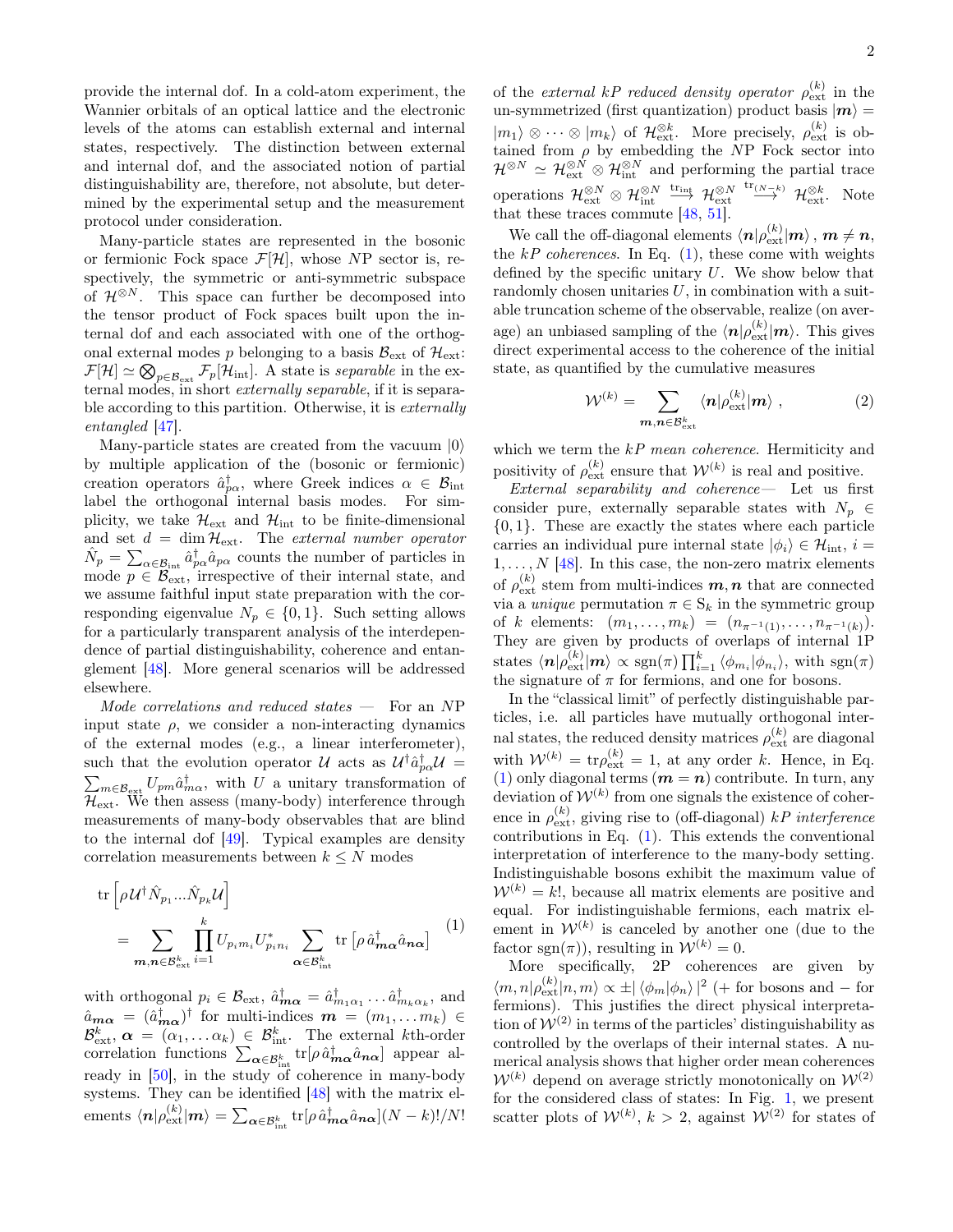provide the internal dof. In a cold-atom experiment, the Wannier orbitals of an optical lattice and the electronic levels of the atoms can establish external and internal states, respectively. The distinction between external and internal dof, and the associated notion of partial distinguishability are, therefore, not absolute, but determined by the experimental setup and the measurement protocol under consideration.

Many-particle states are represented in the bosonic or fermionic Fock space $\mathcal{F}[\mathcal{H}]$, whose $N$P sector is, respectively, the symmetric or anti-symmetric subspace of $\mathcal{H}^{\otimes N}$. This space can further be decomposed into the tensor product of Fock spaces built upon the internal dof and each associated with one of the orthogonal external modes $p$ belonging to a basis $\mathcal{B}_{\rm ext}$ of $\mathcal{H}_{\rm ext}$: $\mathcal{F}[\mathcal{H}] \simeq \bigotimes_{p\in\mathcal{B}_{\rm ext}} \mathcal{F}_p[\mathcal{H}_{\rm int}]$. A state is *separable* in the external modes, in short *externally separable*, if it is separable according to this partition. Otherwise, it is *externally entangled* [47].

Many-particle states are created from the vacuum $|0\rangle$ by multiple application of the (bosonic or fermionic) creation operators $\hat{a}^\dagger_{p\alpha}$, where Greek indices $\alpha \in \mathcal{B}_{\rm int}$ label the orthogonal internal basis modes. For simplicity, we take $\mathcal{H}_{\rm ext}$ and $\mathcal{H}_{\rm int}$ to be finite-dimensional and set $d = \dim \mathcal{H}_{\rm ext}$. The *external number operator* $\hat{N}_p = \sum_{\alpha\in\mathcal{B}_{\rm int}} \hat{a}^\dagger_{p\alpha}\hat{a}_{p\alpha}$ counts the number of particles in mode $p \in \mathcal{B}_{\rm ext}$, irrespective of their internal state, and we assume faithful input state preparation with the corresponding eigenvalue $N_p \in \{0, 1\}$. Such setting allows for a particularly transparent analysis of the interdependence of partial distinguishability, coherence and entanglement [48]. More general scenarios will be addressed elsewhere.

*Mode correlations and reduced states —* For an $N$P input state $\rho$, we consider a non-interacting dynamics of the external modes (e.g., a linear interferometer), such that the evolution operator $\mathcal{U}$ acts as $\mathcal{U}^\dagger \hat{a}^\dagger_{p\alpha}\mathcal{U} = \sum_{m\in\mathcal{B}_{\rm ext}} U_{pm}\hat{a}^\dagger_{m\alpha}$, with $U$ a unitary transformation of $\mathcal{H}_{\rm ext}$. We then assess (many-body) interference through measurements of many-body observables that are blind to the internal dof [49]. Typical examples are density correlation measurements between $k \le N$ modes

$$
\begin{aligned}
&\mathrm{tr}\left[\rho\,\mathcal{U}^\dagger \hat{N}_{p_1}\ldots\hat{N}_{p_k}\mathcal{U}\right] \\
&\quad= \sum_{\boldsymbol{m},\boldsymbol{n}\in\mathcal{B}^k_{\rm ext}} \prod_{i=1}^k U_{p_i m_i}U^*_{p_i n_i} \sum_{\boldsymbol{\alpha}\in\mathcal{B}^k_{\rm int}} \mathrm{tr}\left[\rho\,\hat{a}^\dagger_{\boldsymbol{m}\boldsymbol{\alpha}}\hat{a}_{\boldsymbol{n}\boldsymbol{\alpha}}\right]
\end{aligned}
\tag{1}
$$

with orthogonal $p_i \in \mathcal{B}_{\rm ext}$, $\hat{a}^\dagger_{\boldsymbol{m}\boldsymbol{\alpha}} = \hat{a}^\dagger_{m_1\alpha_1}\ldots\hat{a}^\dagger_{m_k\alpha_k}$, and $\hat{a}_{\boldsymbol{m}\boldsymbol{\alpha}} = (\hat{a}^\dagger_{\boldsymbol{m}\boldsymbol{\alpha}})^\dagger$ for multi-indices $\boldsymbol{m} = (m_1,\ldots m_k) \in \mathcal{B}^k_{\rm ext}$, $\boldsymbol{\alpha} = (\alpha_1,\ldots\alpha_k) \in \mathcal{B}^k_{\rm int}$. The external $k$th-order correlation functions $\sum_{\boldsymbol{\alpha}\in\mathcal{B}^k_{\rm int}} \mathrm{tr}[\rho\,\hat{a}^\dagger_{\boldsymbol{m}\boldsymbol{\alpha}}\hat{a}_{\boldsymbol{n}\boldsymbol{\alpha}}]$ appear already in [50], in the study of coherence in many-body systems. They can be identified [48] with the matrix elements $\langle\boldsymbol{n}|\rho^{(k)}_{\rm ext}|\boldsymbol{m}\rangle = \sum_{\boldsymbol{\alpha}\in\mathcal{B}^k_{\rm int}} \mathrm{tr}[\rho\,\hat{a}^\dagger_{\boldsymbol{m}\boldsymbol{\alpha}}\hat{a}_{\boldsymbol{n}\boldsymbol{\alpha}}](N-k)!/N!$ of the *external kP reduced density operator* $\rho^{(k)}_{\rm ext}$ in the un-symmetrized (first quantization) product basis $|\boldsymbol{m}\rangle = |m_1\rangle\otimes\cdots\otimes|m_k\rangle$ of $\mathcal{H}^{\otimes k}_{\rm ext}$. More precisely, $\rho^{(k)}_{\rm ext}$ is obtained from $\rho$ by embedding the $N$P Fock sector into $\mathcal{H}^{\otimes N} \simeq \mathcal{H}^{\otimes N}_{\rm ext}\otimes\mathcal{H}^{\otimes N}_{\rm int}$ and performing the partial trace operations $\mathcal{H}^{\otimes N}_{\rm ext}\otimes\mathcal{H}^{\otimes N}_{\rm int} \xrightarrow{\mathrm{tr}_{\rm int}} \mathcal{H}^{\otimes N}_{\rm ext} \xrightarrow{\mathrm{tr}_{(N-k)}} \mathcal{H}^{\otimes k}_{\rm ext}$. Note that these traces commute [48, 51].

We call the off-diagonal elements $\langle\boldsymbol{n}|\rho^{(k)}_{\rm ext}|\boldsymbol{m}\rangle$, $\boldsymbol{m}\neq\boldsymbol{n}$, the *kP coherences*. In Eq. (1), these come with weights defined by the specific unitary $U$. We show below that randomly chosen unitaries $U$, in combination with a suitable truncation scheme of the observable, realize (on average) an unbiased sampling of the $\langle\boldsymbol{n}|\rho^{(k)}_{\rm ext}|\boldsymbol{m}\rangle$. This gives direct experimental access to the coherence of the initial state, as quantified by the cumulative measures

$$
\mathcal{W}^{(k)} = \sum_{\boldsymbol{m},\boldsymbol{n}\in\mathcal{B}^k_{\rm ext}} \langle\boldsymbol{n}|\rho^{(k)}_{\rm ext}|\boldsymbol{m}\rangle\ , \tag{2}
$$

which we term the *kP mean coherence*. Hermiticity and positivity of $\rho^{(k)}_{\rm ext}$ ensure that $\mathcal{W}^{(k)}$ is real and positive.

*External separability and coherence—* Let us first consider pure, externally separable states with $N_p \in \{0, 1\}$. These are exactly the states where each particle carries an individual pure internal state $|\phi_i\rangle \in \mathcal{H}_{\rm int}$, $i = 1,\ldots,N$ [48]. In this case, the non-zero matrix elements of $\rho^{(k)}_{\rm ext}$ stem from multi-indices $\boldsymbol{m},\boldsymbol{n}$ that are connected via a *unique* permutation $\pi\in\mathrm{S}_k$ in the symmetric group of $k$ elements: $(m_1,\ldots,m_k) = (n_{\pi^{-1}(1)},\ldots,n_{\pi^{-1}(k)})$. They are given by products of overlaps of internal 1P states $\langle\boldsymbol{n}|\rho^{(k)}_{\rm ext}|\boldsymbol{m}\rangle \propto \mathrm{sgn}(\pi)\prod_{i=1}^k\langle\phi_{m_i}|\phi_{n_i}\rangle$, with $\mathrm{sgn}(\pi)$ the signature of $\pi$ for fermions, and one for bosons.

In the "classical limit" of perfectly distinguishable particles, i.e. all particles have mutually orthogonal internal states, the reduced density matrices $\rho^{(k)}_{\rm ext}$ are diagonal with $\mathcal{W}^{(k)} = \mathrm{tr}\rho^{(k)}_{\rm ext} = 1$, at any order $k$. Hence, in Eq. (1) only diagonal terms ($\boldsymbol{m}=\boldsymbol{n}$) contribute. In turn, any deviation of $\mathcal{W}^{(k)}$ from one signals the existence of coherence in $\rho^{(k)}_{\rm ext}$, giving rise to (off-diagonal) *kP interference* contributions in Eq. (1). This extends the conventional interpretation of interference to the many-body setting. Indistinguishable bosons exhibit the maximum value of $\mathcal{W}^{(k)} = k!$, because all matrix elements are positive and equal. For indistinguishable fermions, each matrix element in $\mathcal{W}^{(k)}$ is canceled by another one (due to the factor $\mathrm{sgn}(\pi)$), resulting in $\mathcal{W}^{(k)} = 0$.

More specifically, 2P coherences are given by $\langle m,n|\rho^{(k)}_{\rm ext}|n,m\rangle \propto \pm|\langle\phi_m|\phi_n\rangle|^2$ (+ for bosons and − for fermions). This justifies the direct physical interpretation of $\mathcal{W}^{(2)}$ in terms of the particles' distinguishability as controlled by the overlaps of their internal states. A numerical analysis shows that higher order mean coherences $\mathcal{W}^{(k)}$ depend on average strictly monotonically on $\mathcal{W}^{(2)}$ for the considered class of states: In Fig. 1, we present scatter plots of $\mathcal{W}^{(k)}$, $k > 2$, against $\mathcal{W}^{(2)}$ for states of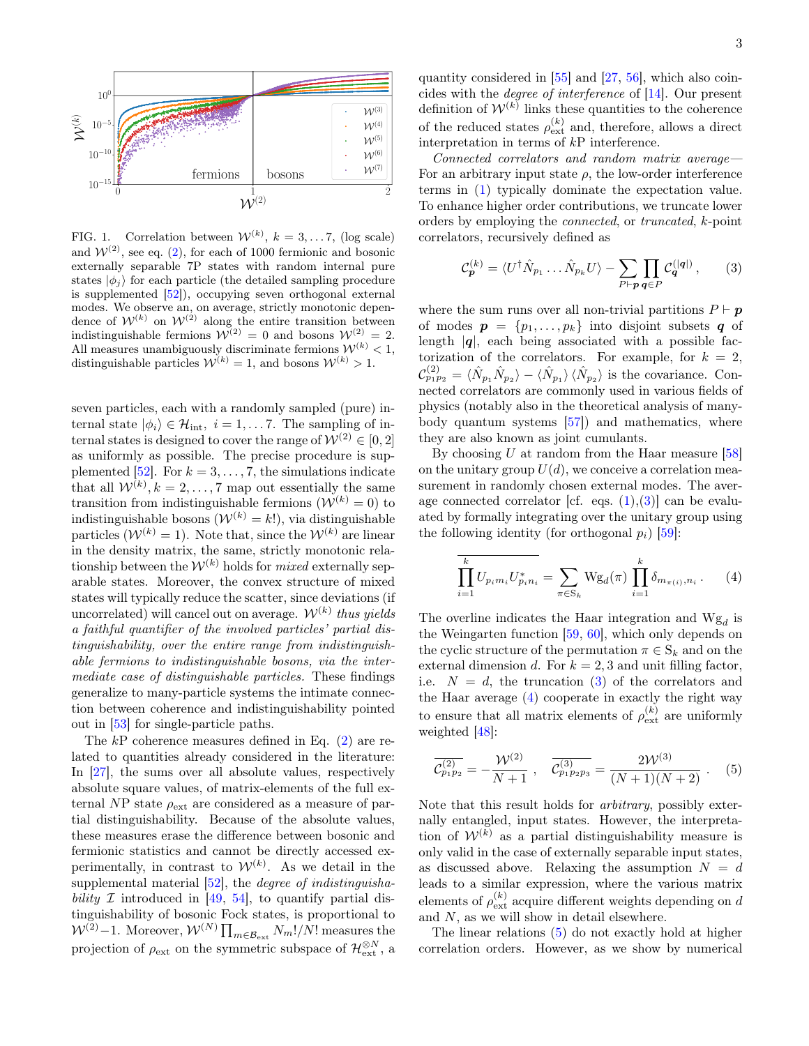FIG. 1. Correlation between $\mathcal{W}^{(k)}$, $k=3,\dots 7$, (log scale) and $\mathcal{W}^{(2)}$, see eq. (2), for each of 1000 fermionic and bosonic externally separable 7P states with random internal pure states $|\phi_j\rangle$ for each particle (the detailed sampling procedure is supplemented [52]), occupying seven orthogonal external modes. We observe an, on average, strictly monotonic dependence of $\mathcal{W}^{(k)}$ on $\mathcal{W}^{(2)}$ along the entire transition between indistinguishable fermions $\mathcal{W}^{(2)}=0$ and bosons $\mathcal{W}^{(2)}=2$. All measures unambiguously discriminate fermions $\mathcal{W}^{(k)}<1$, distinguishable particles $\mathcal{W}^{(k)}=1$, and bosons $\mathcal{W}^{(k)}>1$.

seven particles, each with a randomly sampled (pure) internal state $|\phi_i\rangle \in \mathcal{H}_{\text{int}}$, $i=1,\dots 7$. The sampling of internal states is designed to cover the range of $\mathcal{W}^{(2)} \in [0,2]$ as uniformly as possible. The precise procedure is supplemented [52]. For $k=3,\dots,7$, the simulations indicate that all $\mathcal{W}^{(k)}, k=2,\dots,7$ map out essentially the same transition from indistinguishable fermions ($\mathcal{W}^{(k)}=0$) to indistinguishable bosons ($\mathcal{W}^{(k)}=k!$), via distinguishable particles ($\mathcal{W}^{(k)}=1$). Note that, since the $\mathcal{W}^{(k)}$ are linear in the density matrix, the same, strictly monotonic relationship between the $\mathcal{W}^{(k)}$ holds for *mixed* externally separable states. Moreover, the convex structure of mixed states will typically reduce the scatter, since deviations (if uncorrelated) will cancel out on average. *$\mathcal{W}^{(k)}$ thus yields a faithful quantifier of the involved particles' partial distinguishability, over the entire range from indistinguishable fermions to indistinguishable bosons, via the intermediate case of distinguishable particles.* These findings generalize to many-particle systems the intimate connection between coherence and indistinguishability pointed out in [53] for single-particle paths.

The $k$P coherence measures defined in Eq. (2) are related to quantities already considered in the literature: In [27], the sums over all absolute values, respectively absolute square values, of matrix-elements of the full external $N$P state $\rho_{\text{ext}}$ are considered as a measure of partial distinguishability. Because of the absolute values, these measures erase the difference between bosonic and fermionic statistics and cannot be directly accessed experimentally, in contrast to $\mathcal{W}^{(k)}$. As we detail in the supplemental material [52], the *degree of indistinguishability* $\mathcal{I}$ introduced in [49, 54], to quantify partial distinguishability of bosonic Fock states, is proportional to $\mathcal{W}^{(2)}-1$. Moreover, $\mathcal{W}^{(N)}\prod_{m\in\mathcal{B}_{\text{ext}}} N_m!/N!$ measures the projection of $\rho_{\text{ext}}$ on the symmetric subspace of $\mathcal{H}_{\text{ext}}^{\otimes N}$, a quantity considered in [55] and [27, 56], which also coincides with the *degree of interference* of [14]. Our present definition of $\mathcal{W}^{(k)}$ links these quantities to the coherence of the reduced states $\rho_{\text{ext}}^{(k)}$ and, therefore, allows a direct interpretation in terms of $k$P interference.

*Connected correlators and random matrix average*— For an arbitrary input state $\rho$, the low-order interference terms in (1) typically dominate the expectation value. To enhance higher order contributions, we truncate lower orders by employing the *connected*, or *truncated*, $k$-point correlators, recursively defined as

$$\mathcal{C}_{\boldsymbol{p}}^{(k)} = \langle U^\dagger \hat{N}_{p_1}\dots\hat{N}_{p_k} U\rangle - \sum_{P\vdash \boldsymbol{p}} \prod_{\boldsymbol{q}\in P} \mathcal{C}_{\boldsymbol{q}}^{(|\boldsymbol{q}|)}, \qquad (3)$$

where the sum runs over all non-trivial partitions $P \vdash \boldsymbol{p}$ of modes $\boldsymbol{p}=\{p_1,\dots,p_k\}$ into disjoint subsets $\boldsymbol{q}$ of length $|\boldsymbol{q}|$, each being associated with a possible factorization of the correlators. For example, for $k=2$, $\mathcal{C}_{p_1p_2}^{(2)} = \langle \hat{N}_{p_1}\hat{N}_{p_2}\rangle - \langle \hat{N}_{p_1}\rangle\langle \hat{N}_{p_2}\rangle$ is the covariance. Connected correlators are commonly used in various fields of physics (notably also in the theoretical analysis of many-body quantum systems [57]) and mathematics, where they are also known as joint cumulants.

By choosing $U$ at random from the Haar measure [58] on the unitary group $U(d)$, we conceive a correlation measurement in randomly chosen external modes. The average connected correlator [cf. eqs. (1),(3)] can be evaluated by formally integrating over the unitary group using the following identity (for orthogonal $p_i$) [59]:

$$\overline{\prod_{i=1}^{k} U_{p_i m_i} U_{p_i n_i}^*} = \sum_{\pi\in \mathrm{S}_k} \mathrm{Wg}_d(\pi) \prod_{i=1}^{k} \delta_{m_{\pi(i)},n_i}. \qquad (4)$$

The overline indicates the Haar integration and $\mathrm{Wg}_d$ is the Weingarten function [59, 60], which only depends on the cyclic structure of the permutation $\pi \in \mathrm{S}_k$ and on the external dimension $d$. For $k=2,3$ and unit filling factor, i.e. $N=d$, the truncation (3) of the correlators and the Haar average (4) cooperate in exactly the right way to ensure that all matrix elements of $\rho_{\text{ext}}^{(k)}$ are uniformly weighted [48]:

$$\overline{\mathcal{C}_{p_1p_2}^{(2)}} = -\frac{\mathcal{W}^{(2)}}{N+1}, \quad \overline{\mathcal{C}_{p_1p_2p_3}^{(3)}} = \frac{2\mathcal{W}^{(3)}}{(N+1)(N+2)}. \qquad (5)$$

Note that this result holds for *arbitrary*, possibly externally entangled, input states. However, the interpretation of $\mathcal{W}^{(k)}$ as a partial distinguishability measure is only valid in the case of externally separable input states, as discussed above. Relaxing the assumption $N=d$ leads to a similar expression, where the various matrix elements of $\rho_{\text{ext}}^{(k)}$ acquire different weights depending on $d$ and $N$, as we will show in detail elsewhere.

The linear relations (5) do not exactly hold at higher correlation orders. However, as we show by numerical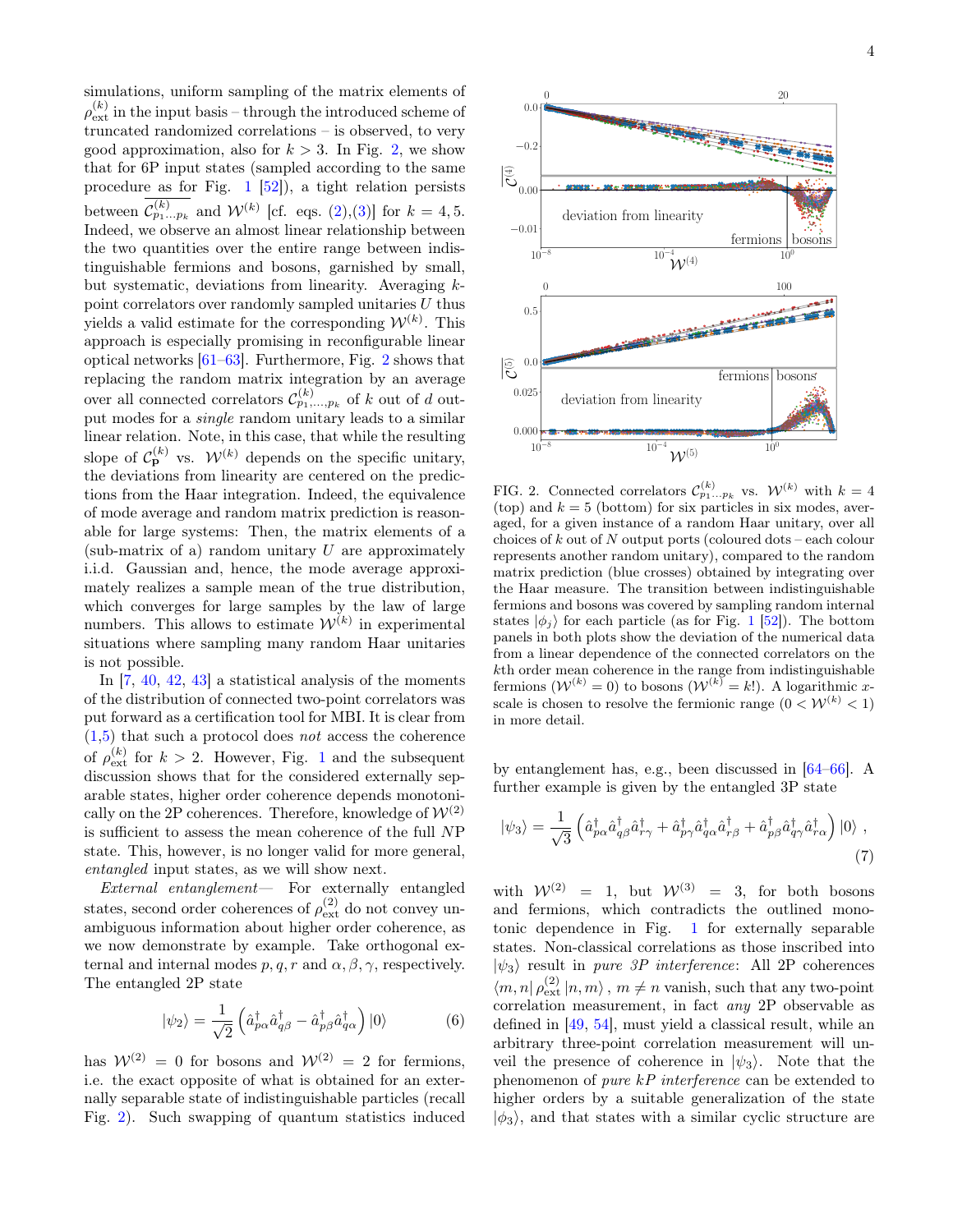simulations, uniform sampling of the matrix elements of $\rho^{(k)}_{\rm ext}$ in the input basis – through the introduced scheme of truncated randomized correlations – is observed, to very good approximation, also for $k > 3$. In Fig. 2, we show that for 6P input states (sampled according to the same procedure as for Fig. 1 [52]), a tight relation persists between $\overline{\mathcal{C}^{(k)}_{p_1\dots p_k}}$ and $\mathcal{W}^{(k)}$ [cf. eqs. (2),(3)] for $k = 4, 5$. Indeed, we observe an almost linear relationship between the two quantities over the entire range between indistinguishable fermions and bosons, garnished by small, but systematic, deviations from linearity. Averaging $k$-point correlators over randomly sampled unitaries $U$ thus yields a valid estimate for the corresponding $\mathcal{W}^{(k)}$. This approach is especially promising in reconfigurable linear optical networks [61–63]. Furthermore, Fig. 2 shows that replacing the random matrix integration by an average over all connected correlators $\mathcal{C}^{(k)}_{p_1,\dots,p_k}$ of $k$ out of $d$ output modes for a *single* random unitary leads to a similar linear relation. Note, in this case, that while the resulting slope of $\mathcal{C}^{(k)}_{\mathbf{P}}$ vs. $\mathcal{W}^{(k)}$ depends on the specific unitary, the deviations from linearity are centered on the predictions from the Haar integration. Indeed, the equivalence of mode average and random matrix prediction is reasonable for large systems: Then, the matrix elements of a (sub-matrix of a) random unitary $U$ are approximately i.i.d. Gaussian and, hence, the mode average approximately realizes a sample mean of the true distribution, which converges for large samples by the law of large numbers. This allows to estimate $\mathcal{W}^{(k)}$ in experimental situations where sampling many random Haar unitaries is not possible.

In [7, 40, 42, 43] a statistical analysis of the moments of the distribution of connected two-point correlators was put forward as a certification tool for MBI. It is clear from (1,5) that such a protocol does *not* access the coherence of $\rho^{(k)}_{\rm ext}$ for $k > 2$. However, Fig. 1 and the subsequent discussion shows that for the considered externally separable states, higher order coherence depends monotonically on the 2P coherences. Therefore, knowledge of $\mathcal{W}^{(2)}$ is sufficient to assess the mean coherence of the full $N$P state. This, however, is no longer valid for more general, *entangled* input states, as we will show next.

*External entanglement*— For externally entangled states, second order coherences of $\rho^{(2)}_{\rm ext}$ do not convey unambiguous information about higher order coherence, as we now demonstrate by example. Take orthogonal external and internal modes $p, q, r$ and $\alpha, \beta, \gamma$, respectively. The entangled 2P state

$$|\psi_2\rangle = \frac{1}{\sqrt{2}}\left(\hat{a}^\dagger_{p\alpha}\hat{a}^\dagger_{q\beta} - \hat{a}^\dagger_{p\beta}\hat{a}^\dagger_{q\alpha}\right)|0\rangle \tag{6}$$

has $\mathcal{W}^{(2)} = 0$ for bosons and $\mathcal{W}^{(2)} = 2$ for fermions, i.e. the exact opposite of what is obtained for an externally separable state of indistinguishable particles (recall Fig. 2). Such swapping of quantum statistics induced by entanglement has, e.g., been discussed in [64–66]. A further example is given by the entangled 3P state

$$|\psi_3\rangle = \frac{1}{\sqrt{3}}\left(\hat{a}^\dagger_{p\alpha}\hat{a}^\dagger_{q\beta}\hat{a}^\dagger_{r\gamma} + \hat{a}^\dagger_{p\gamma}\hat{a}^\dagger_{q\alpha}\hat{a}^\dagger_{r\beta} + \hat{a}^\dagger_{p\beta}\hat{a}^\dagger_{q\gamma}\hat{a}^\dagger_{r\alpha}\right)|0\rangle\,, \tag{7}$$

with $\mathcal{W}^{(2)} = 1$, but $\mathcal{W}^{(3)} = 3$, for both bosons and fermions, which contradicts the outlined monotonic dependence in Fig. 1 for externally separable states. Non-classical correlations as those inscribed into $|\psi_3\rangle$ result in *pure 3P interference*: All 2P coherences $\langle m, n|\,\rho^{(2)}_{\rm ext}\,|n, m\rangle$, $m \neq n$ vanish, such that any two-point correlation measurement, in fact *any* 2P observable as defined in [49, 54], must yield a classical result, while an arbitrary three-point correlation measurement will unveil the presence of coherence in $|\psi_3\rangle$. Note that the phenomenon of *pure kP interference* can be extended to higher orders by a suitable generalization of the state $|\phi_3\rangle$, and that states with a similar cyclic structure are

FIG. 2. Connected correlators $\mathcal{C}^{(k)}_{p_1\dots p_k}$ vs. $\mathcal{W}^{(k)}$ with $k = 4$ (top) and $k = 5$ (bottom) for six particles in six modes, averaged, for a given instance of a random Haar unitary, over all choices of $k$ out of $N$ output ports (coloured dots – each colour represents another random unitary), compared to the random matrix prediction (blue crosses) obtained by integrating over the Haar measure. The transition between indistinguishable fermions and bosons was covered by sampling random internal states $|\phi_j\rangle$ for each particle (as for Fig. 1 [52]). The bottom panels in both plots show the deviation of the numerical data from a linear dependence of the connected correlators on the $k$th order mean coherence in the range from indistinguishable fermions ($\mathcal{W}^{(k)} = 0$) to bosons ($\mathcal{W}^{(k)} = k!$). A logarithmic $x$-scale is chosen to resolve the fermionic range ($0 < \mathcal{W}^{(k)} < 1$) in more detail.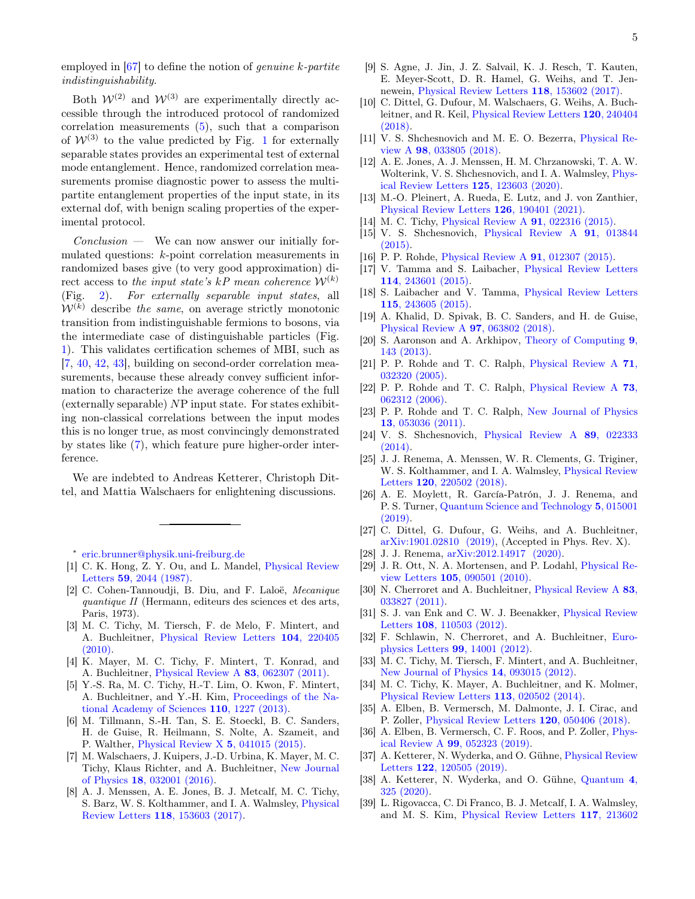employed in [67] to define the notion of *genuine k-partite indistinguishability*.

Both $\mathcal{W}^{(2)}$ and $\mathcal{W}^{(3)}$ are experimentally directly accessible through the introduced protocol of randomized correlation measurements (5), such that a comparison of $\mathcal{W}^{(3)}$ to the value predicted by Fig. 1 for externally separable states provides an experimental test of external mode entanglement. Hence, randomized correlation measurements promise diagnostic power to assess the multipartite entanglement properties of the input state, in its external dof, with benign scaling properties of the experimental protocol.

*Conclusion* — We can now answer our initially formulated questions: $k$-point correlation measurements in randomized bases give (to very good approximation) direct access to *the input state's $kP$ mean coherence* $\mathcal{W}^{(k)}$ (Fig. 2). *For externally separable input states*, all $\mathcal{W}^{(k)}$ describe *the same*, on average strictly monotonic transition from indistinguishable fermions to bosons, via the intermediate case of distinguishable particles (Fig. 1). This validates certification schemes of MBI, such as [7, 40, 42, 43], building on second-order correlation measurements, because these already convey sufficient information to characterize the average coherence of the full (externally separable) $NP$ input state. For states exhibiting non-classical correlations between the input modes this is no longer true, as most convincingly demonstrated by states like (7), which feature pure higher-order interference.

We are indebted to Andreas Ketterer, Christoph Dittel, and Mattia Walschaers for enlightening discussions.

---

* eric.brunner@physik.uni-freiburg.de

[1] C. K. Hong, Z. Y. Ou, and L. Mandel, Physical Review Letters **59**, 2044 (1987).
[2] C. Cohen-Tannoudji, B. Diu, and F. Laloë, *Mecanique quantique II* (Hermann, editeurs des sciences et des arts, Paris, 1973).
[3] M. C. Tichy, M. Tiersch, F. de Melo, F. Mintert, and A. Buchleitner, Physical Review Letters **104**, 220405 (2010).
[4] K. Mayer, M. C. Tichy, F. Mintert, T. Konrad, and A. Buchleitner, Physical Review A **83**, 062307 (2011).
[5] Y.-S. Ra, M. C. Tichy, H.-T. Lim, O. Kwon, F. Mintert, A. Buchleitner, and Y.-H. Kim, Proceedings of the National Academy of Sciences **110**, 1227 (2013).
[6] M. Tillmann, S.-H. Tan, S. E. Stoeckl, B. C. Sanders, H. de Guise, R. Heilmann, S. Nolte, A. Szameit, and P. Walther, Physical Review X **5**, 041015 (2015).
[7] M. Walschaers, J. Kuipers, J.-D. Urbina, K. Mayer, M. C. Tichy, Klaus Richter, and A. Buchleitner, New Journal of Physics **18**, 032001 (2016).
[8] A. J. Menssen, A. E. Jones, B. J. Metcalf, M. C. Tichy, S. Barz, W. S. Kolthammer, and I. A. Walmsley, Physical Review Letters **118**, 153603 (2017).
[9] S. Agne, J. Jin, J. Z. Salvail, K. J. Resch, T. Kauten, E. Meyer-Scott, D. R. Hamel, G. Weihs, and T. Jennewein, Physical Review Letters **118**, 153602 (2017).
[10] C. Dittel, G. Dufour, M. Walschaers, G. Weihs, A. Buchleitner, and R. Keil, Physical Review Letters **120**, 240404 (2018).
[11] V. S. Shchesnovich and M. E. O. Bezerra, Physical Review A **98**, 033805 (2018).
[12] A. E. Jones, A. J. Menssen, H. M. Chrzanowski, T. A. W. Wolterink, V. S. Shchesnovich, and I. A. Walmsley, Physical Review Letters **125**, 123603 (2020).
[13] M.-O. Pleinert, A. Rueda, E. Lutz, and J. von Zanthier, Physical Review Letters **126**, 190401 (2021).
[14] M. C. Tichy, Physical Review A **91**, 022316 (2015).
[15] V. S. Shchesnovich, Physical Review A **91**, 013844 (2015).
[16] P. P. Rohde, Physical Review A **91**, 012307 (2015).
[17] V. Tamma and S. Laibacher, Physical Review Letters **114**, 243601 (2015).
[18] S. Laibacher and V. Tamma, Physical Review Letters **115**, 243605 (2015).
[19] A. Khalid, D. Spivak, B. C. Sanders, and H. de Guise, Physical Review A **97**, 063802 (2018).
[20] S. Aaronson and A. Arkhipov, Theory of Computing **9**, 143 (2013).
[21] P. P. Rohde and T. C. Ralph, Physical Review A **71**, 032320 (2005).
[22] P. P. Rohde and T. C. Ralph, Physical Review A **73**, 062312 (2006).
[23] P. P. Rohde and T. C. Ralph, New Journal of Physics **13**, 053036 (2011).
[24] V. S. Shchesnovich, Physical Review A **89**, 022333 (2014).
[25] J. J. Renema, A. Menssen, W. R. Clements, G. Triginer, W. S. Kolthammer, and I. A. Walmsley, Physical Review Letters **120**, 220502 (2018).
[26] A. E. Moylett, R. García-Patrón, J. J. Renema, and P. S. Turner, Quantum Science and Technology **5**, 015001 (2019).
[27] C. Dittel, G. Dufour, G. Weihs, and A. Buchleitner, arXiv:1901.02810 (2019), (Accepted in Phys. Rev. X).
[28] J. J. Renema, arXiv:2012.14917 (2020).
[29] J. R. Ott, N. A. Mortensen, and P. Lodahl, Physical Review Letters **105**, 090501 (2010).
[30] N. Cherroret and A. Buchleitner, Physical Review A **83**, 033827 (2011).
[31] S. J. van Enk and C. W. J. Beenakker, Physical Review Letters **108**, 110503 (2012).
[32] F. Schlawin, N. Cherroret, and A. Buchleitner, Europhysics Letters **99**, 14001 (2012).
[33] M. C. Tichy, M. Tiersch, F. Mintert, and A. Buchleitner, New Journal of Physics **14**, 093015 (2012).
[34] M. C. Tichy, K. Mayer, A. Buchleitner, and K. Molmer, Physical Review Letters **113**, 020502 (2014).
[35] A. Elben, B. Vermersch, M. Dalmonte, J. I. Cirac, and P. Zoller, Physical Review Letters **120**, 050406 (2018).
[36] A. Elben, B. Vermersch, C. F. Roos, and P. Zoller, Physical Review A **99**, 052323 (2019).
[37] A. Ketterer, N. Wyderka, and O. Gühne, Physical Review Letters **122**, 120505 (2019).
[38] A. Ketterer, N. Wyderka, and O. Gühne, Quantum **4**, 325 (2020).
[39] L. Rigovacca, C. Di Franco, B. J. Metcalf, I. A. Walmsley, and M. S. Kim, Physical Review Letters **117**, 213602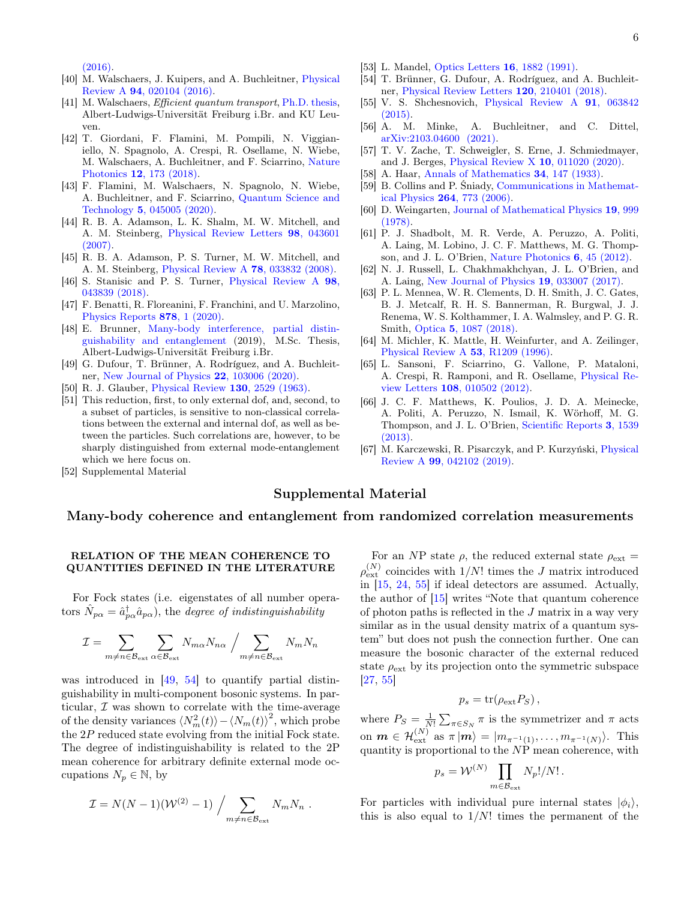(2016).

[40] M. Walschaers, J. Kuipers, and A. Buchleitner, Physical Review A **94**, 020104 (2016).

[41] M. Walschaers, *Efficient quantum transport*, Ph.D. thesis, Albert-Ludwigs-Universität Freiburg i.Br. and KU Leuven.

[42] T. Giordani, F. Flamini, M. Pompili, N. Viggianiello, N. Spagnolo, A. Crespi, R. Osellame, N. Wiebe, M. Walschaers, A. Buchleitner, and F. Sciarrino, Nature Photonics **12**, 173 (2018).

[43] F. Flamini, M. Walschaers, N. Spagnolo, N. Wiebe, A. Buchleitner, and F. Sciarrino, Quantum Science and Technology **5**, 045005 (2020).

[44] R. B. A. Adamson, L. K. Shalm, M. W. Mitchell, and A. M. Steinberg, Physical Review Letters **98**, 043601 (2007).

[45] R. B. A. Adamson, P. S. Turner, M. W. Mitchell, and A. M. Steinberg, Physical Review A **78**, 033832 (2008).

[46] S. Stanisic and P. S. Turner, Physical Review A **98**, 043839 (2018).

[47] F. Benatti, R. Floreanini, F. Franchini, and U. Marzolino, Physics Reports **878**, 1 (2020).

[48] E. Brunner, Many-body interference, partial distinguishability and entanglement (2019), M.Sc. Thesis, Albert-Ludwigs-Universität Freiburg i.Br.

[49] G. Dufour, T. Brünner, A. Rodríguez, and A. Buchleitner, New Journal of Physics **22**, 103006 (2020).

[50] R. J. Glauber, Physical Review **130**, 2529 (1963).

[51] This reduction, first, to only external dof, and, second, to a subset of particles, is sensitive to non-classical correlations between the external and internal dof, as well as between the particles. Such correlations are, however, to be sharply distinguished from external mode-entanglement which we here focus on.

[52] Supplemental Material

[53] L. Mandel, Optics Letters **16**, 1882 (1991).

[54] T. Brünner, G. Dufour, A. Rodríguez, and A. Buchleitner, Physical Review Letters **120**, 210401 (2018).

[55] V. S. Shchesnovich, Physical Review A **91**, 063842 (2015).

[56] A. M. Minke, A. Buchleitner, and C. Dittel, arXiv:2103.04600 (2021).

[57] T. V. Zache, T. Schweigler, S. Erne, J. Schmiedmayer, and J. Berges, Physical Review X **10**, 011020 (2020).

[58] A. Haar, Annals of Mathematics **34**, 147 (1933).

[59] B. Collins and P. Śniady, Communications in Mathematical Physics **264**, 773 (2006).

[60] D. Weingarten, Journal of Mathematical Physics **19**, 999 (1978).

[61] P. J. Shadbolt, M. R. Verde, A. Peruzzo, A. Politi, A. Laing, M. Lobino, J. C. F. Matthews, M. G. Thompson, and J. L. O'Brien, Nature Photonics **6**, 45 (2012).

[62] N. J. Russell, L. Chakhmakhchyan, J. L. O'Brien, and A. Laing, New Journal of Physics **19**, 033007 (2017).

[63] P. L. Mennea, W. R. Clements, D. H. Smith, J. C. Gates, B. J. Metcalf, R. H. S. Bannerman, R. Burgwal, J. J. Renema, W. S. Kolthammer, I. A. Walmsley, and P. G. R. Smith, Optica **5**, 1087 (2018).

[64] M. Michler, K. Mattle, H. Weinfurter, and A. Zeilinger, Physical Review A **53**, R1209 (1996).

[65] L. Sansoni, F. Sciarrino, G. Vallone, P. Mataloni, A. Crespi, R. Ramponi, and R. Osellame, Physical Review Letters **108**, 010502 (2012).

[66] J. C. F. Matthews, K. Poulios, J. D. A. Meinecke, A. Politi, A. Peruzzo, N. Ismail, K. Wörhoff, M. G. Thompson, and J. L. O'Brien, Scientific Reports **3**, 1539 (2013).

[67] M. Karczewski, R. Pisarczyk, and P. Kurzyński, Physical Review A **99**, 042102 (2019).

# Supplemental Material

# Many-body coherence and entanglement from randomized correlation measurements

## RELATION OF THE MEAN COHERENCE TO QUANTITIES DEFINED IN THE LITERATURE

For Fock states (i.e. eigenstates of all number operators $\hat{N}_{p\alpha} = \hat{a}^\dagger_{p\alpha}\hat{a}_{p\alpha}$), the *degree of indistinguishability*

$$\mathcal{I} = \sum_{m\neq n\in\mathcal{B}_\text{ext}} \sum_{\alpha\in\mathcal{B}_\text{ext}} N_{m\alpha}N_{n\alpha} \Big/ \sum_{m\neq n\in\mathcal{B}_\text{ext}} N_m N_n$$

was introduced in [49, 54] to quantify partial distinguishability in multi-component bosonic systems. In particular, $\mathcal{I}$ was shown to correlate with the time-average of the density variances $\langle N_m^2(t)\rangle - \langle N_m(t)\rangle^2$, which probe the $2P$ reduced state evolving from the initial Fock state. The degree of indistinguishability is related to the 2P mean coherence for arbitrary definite external mode occupations $N_p \in \mathbb{N}$, by

$$\mathcal{I} = N(N-1)(\mathcal{W}^{(2)}-1) \Big/ \sum_{m\neq n\in\mathcal{B}_\text{ext}} N_m N_n \, .$$

For an $NP$ state $\rho$, the reduced external state $\rho_\text{ext} = \rho^{(N)}_\text{ext}$ coincides with $1/N!$ times the $J$ matrix introduced in [15, 24, 55] if ideal detectors are assumed. Actually, the author of [15] writes "Note that quantum coherence of photon paths is reflected in the J matrix in a way very similar as in the usual density matrix of a quantum system" but does not push the connection further. One can measure the bosonic character of the external reduced state $\rho_\text{ext}$ by its projection onto the symmetric subspace [27, 55]

$$p_s = \text{tr}(\rho_\text{ext} P_S)\,,$$

where $P_S = \frac{1}{N!}\sum_{\pi\in S_N}\pi$ is the symmetrizer and $\pi$ acts on $\boldsymbol{m} \in \mathcal{H}^{(N)}_\text{ext}$ as $\pi\,|\boldsymbol{m}\rangle = |m_{\pi^{-1}(1)},\ldots,m_{\pi^{-1}(N)}\rangle$. This quantity is proportional to the $NP$ mean coherence, with

$$p_s = \mathcal{W}^{(N)} \prod_{m\in\mathcal{B}_\text{ext}} N_p!/N!\,.$$

For particles with individual pure internal states $|\phi_i\rangle$, this is also equal to $1/N!$ times the permanent of the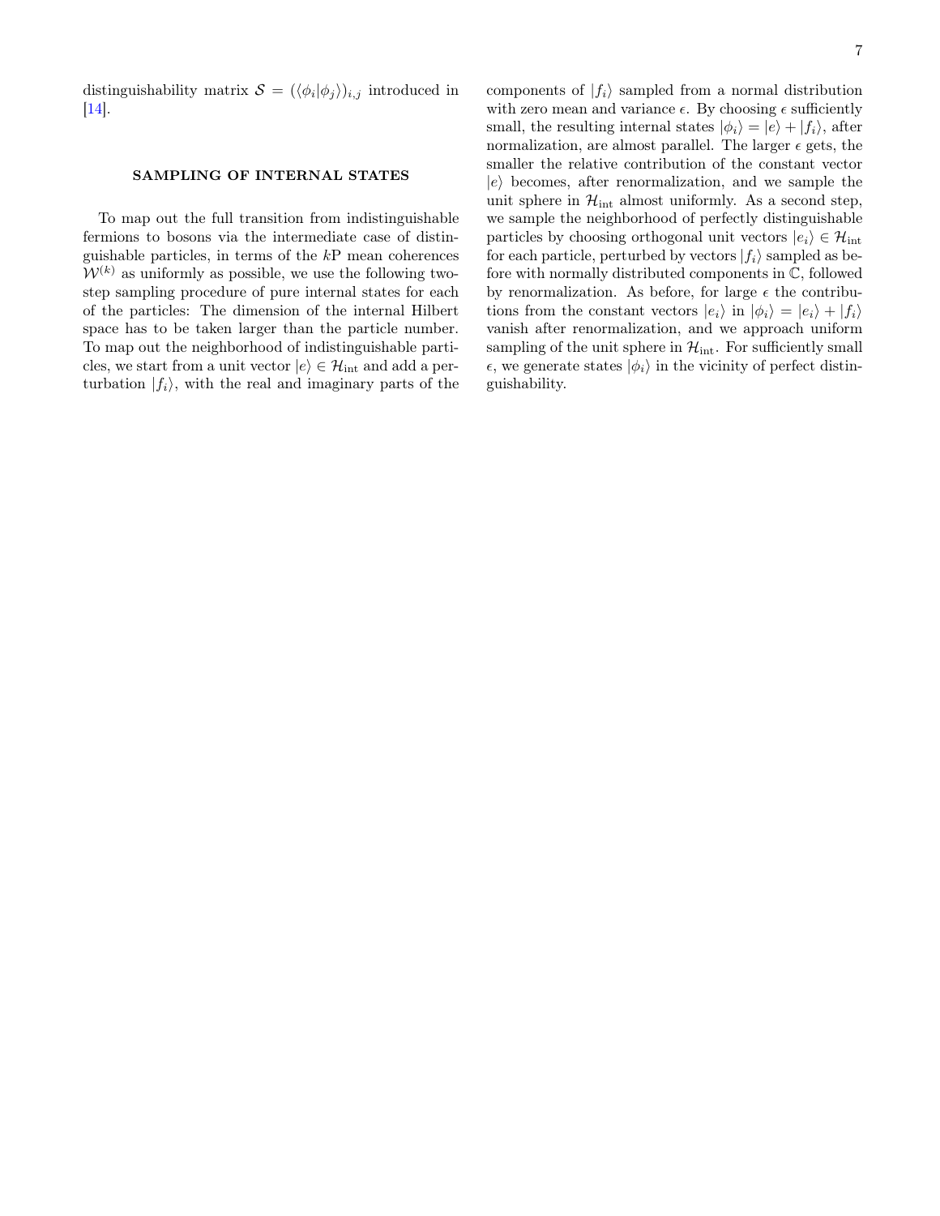distinguishability matrix $\mathcal{S} = (\langle \phi_i | \phi_j \rangle)_{i,j}$ introduced in [14].

## SAMPLING OF INTERNAL STATES

To map out the full transition from indistinguishable fermions to bosons via the intermediate case of distinguishable particles, in terms of the $k$P mean coherences $\mathcal{W}^{(k)}$ as uniformly as possible, we use the following two-step sampling procedure of pure internal states for each of the particles: The dimension of the internal Hilbert space has to be taken larger than the particle number. To map out the neighborhood of indistinguishable particles, we start from a unit vector $|e\rangle \in \mathcal{H}_{\text{int}}$ and add a perturbation $|f_i\rangle$, with the real and imaginary parts of the components of $|f_i\rangle$ sampled from a normal distribution with zero mean and variance $\epsilon$. By choosing $\epsilon$ sufficiently small, the resulting internal states $|\phi_i\rangle = |e\rangle + |f_i\rangle$, after normalization, are almost parallel. The larger $\epsilon$ gets, the smaller the relative contribution of the constant vector $|e\rangle$ becomes, after renormalization, and we sample the unit sphere in $\mathcal{H}_{\text{int}}$ almost uniformly. As a second step, we sample the neighborhood of perfectly distinguishable particles by choosing orthogonal unit vectors $|e_i\rangle \in \mathcal{H}_{\text{int}}$ for each particle, perturbed by vectors $|f_i\rangle$ sampled as before with normally distributed components in $\mathbb{C}$, followed by renormalization. As before, for large $\epsilon$ the contributions from the constant vectors $|e_i\rangle$ in $|\phi_i\rangle = |e_i\rangle + |f_i\rangle$ vanish after renormalization, and we approach uniform sampling of the unit sphere in $\mathcal{H}_{\text{int}}$. For sufficiently small $\epsilon$, we generate states $|\phi_i\rangle$ in the vicinity of perfect distinguishability.